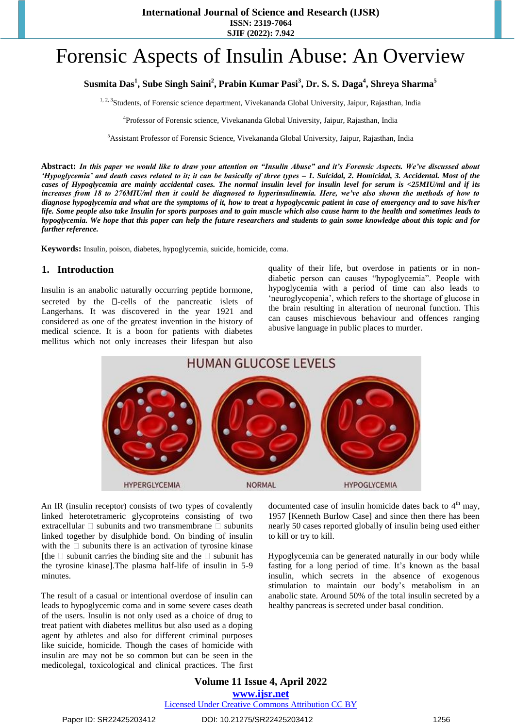# Forensic Aspects of Insulin Abuse: An Overview

**Susmita Das[1], Sube Singh Saini[2], Prabin Kumar Pasi[3], Dr. S. S. Daga[4], Shreya Sharma[5]**

[1, 2, 3]Students, of Forensic science department, Vivekananda Global University, Jaipur, Rajasthan, India

[4]Professor of Forensic science, Vivekananda Global University, Jaipur, Rajasthan, India

[5]Assistant Professor of Forensic Science, Vivekananda Global University, Jaipur, Rajasthan, India

**Abstract:** ***In this paper we would like to draw your attention on "Insulin Abuse" and it's Forensic Aspects. We've discussed about 'Hypoglycemia' and death cases related to it; it can be basically of three types – 1. Suicidal, 2. Homicidal, 3. Accidental. Most of the cases of Hypoglycemia are mainly accidental cases. The normal insulin level for insulin level for serum is <25MIU/ml and if its increases from 18 to 276MIU/ml then it could be diagnosed to hyperinsulinemia. Here, we've also shown the methods of how to diagnose hypoglycemia and what are the symptoms of it, how to treat a hypoglycemic patient in case of emergency and to save his/her life. Some people also take Insulin for sports purposes and to gain muscle which also cause harm to the health and sometimes leads to hypoglycemia. We hope that this paper can help the future researchers and students to gain some knowledge about this topic and for further reference.***

**Keywords:** Insulin, poison, diabetes, hypoglycemia, suicide, homicide, coma.

## 1. Introduction

Insulin is an anabolic naturally occurring peptide hormone, secreted by the β-cells of the pancreatic islets of Langerhans. It was discovered in the year 1921 and considered as one of the greatest invention in the history of medical science. It is a boon for patients with diabetes mellitus which not only increases their lifespan but also quality of their life, but overdose in patients or in non-diabetic person can causes "hypoglycemia". People with hypoglycemia with a period of time can also leads to 'neuroglycopenia', which refers to the shortage of glucose in the brain resulting in alteration of neuronal function. This can causes mischievous behaviour and offences ranging abusive language in public places to murder.

HUMAN GLUCOSE LEVELS

HYPERGLYCEMIA NORMAL HYPOGLYCEMIA

An IR (insulin receptor) consists of two types of covalently linked heterotetrameric glycoproteins consisting of two extracellular α subunits and two transmembrane β subunits linked together by disulphide bond. On binding of insulin with the α subunits there is an activation of tyrosine kinase [the α subunit carries the binding site and the β subunit has the tyrosine kinase].The plasma half-life of insulin in 5-9 minutes.

The result of a casual or intentional overdose of insulin can leads to hypoglycemic coma and in some severe cases death of the users. Insulin is not only used as a choice of drug to treat patient with diabetes mellitus but also used as a doping agent by athletes and also for different criminal purposes like suicide, homicide. Though the cases of homicide with insulin are may not be so common but can be seen in the medicolegal, toxicological and clinical practices. The first documented case of insulin homicide dates back to 4th may, 1957 [Kenneth Burlow Case] and since then there has been nearly 50 cases reported globally of insulin being used either to kill or try to kill.

Hypoglycemia can be generated naturally in our body while fasting for a long period of time. It's known as the basal insulin, which secrets in the absence of exogenous stimulation to maintain our body's metabolism in an anabolic state. Around 50% of the total insulin secreted by a healthy pancreas is secreted under basal condition.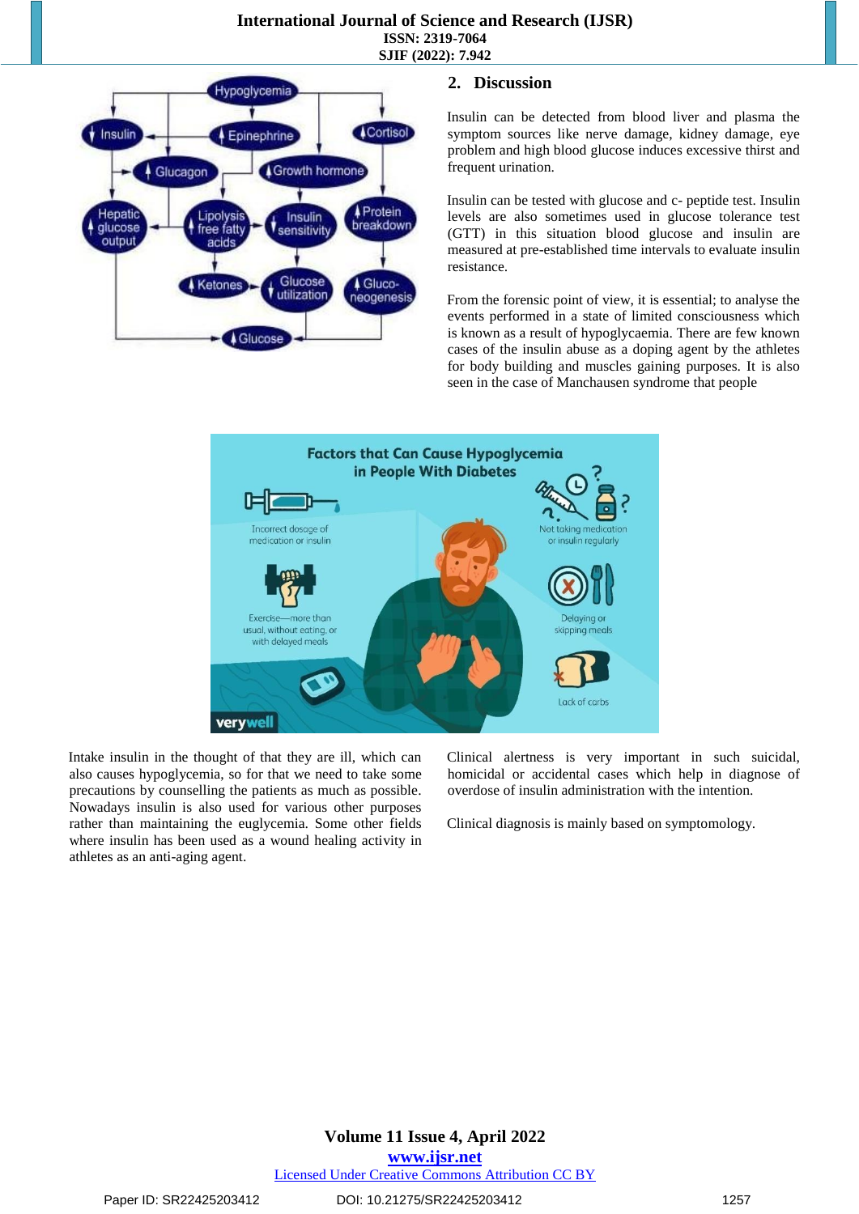## 2. Discussion

Insulin can be detected from blood liver and plasma the symptom sources like nerve damage, kidney damage, eye problem and high blood glucose induces excessive thirst and frequent urination.

Insulin can be tested with glucose and c- peptide test. Insulin levels are also sometimes used in glucose tolerance test (GTT) in this situation blood glucose and insulin are measured at pre-established time intervals to evaluate insulin resistance.

From the forensic point of view, it is essential; to analyse the events performed in a state of limited consciousness which is known as a result of hypoglycaemia. There are few known cases of the insulin abuse as a doping agent by the athletes for body building and muscles gaining purposes. It is also seen in the case of Manchausen syndrome that people

Intake insulin in the thought of that they are ill, which can also causes hypoglycemia, so for that we need to take some precautions by counselling the patients as much as possible. Nowadays insulin is also used for various other purposes rather than maintaining the euglycemia. Some other fields where insulin has been used as a wound healing activity in athletes as an anti-aging agent.

Clinical alertness is very important in such suicidal, homicidal or accidental cases which help in diagnose of overdose of insulin administration with the intention.

Clinical diagnosis is mainly based on symptomology.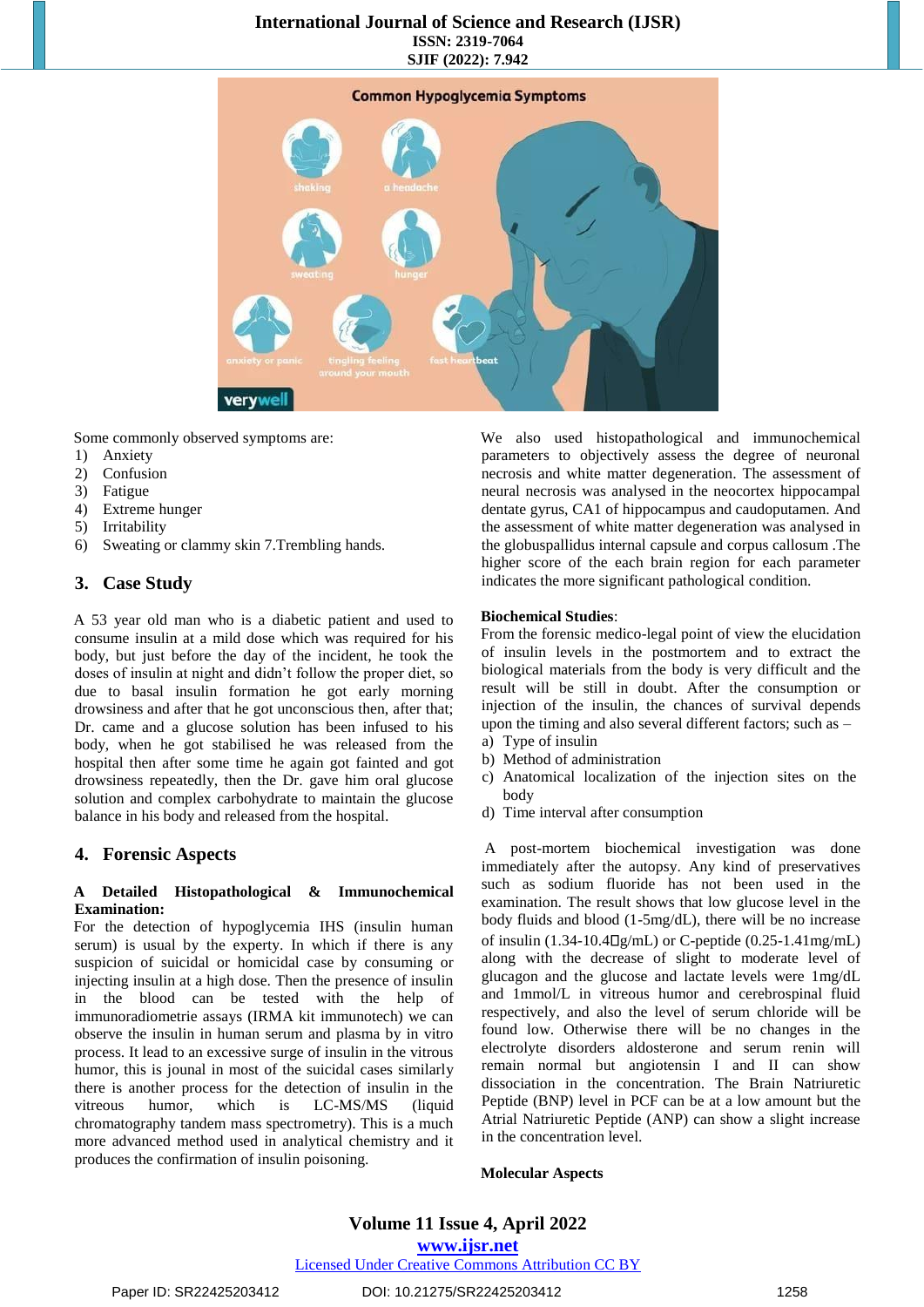Some commonly observed symptoms are:

1) Anxiety
2) Confusion
3) Fatigue
4) Extreme hunger
5) Irritability
6) Sweating or clammy skin 7.Trembling hands.

## 3. Case Study

A 53 year old man who is a diabetic patient and used to consume insulin at a mild dose which was required for his body, but just before the day of the incident, he took the doses of insulin at night and didn't follow the proper diet, so due to basal insulin formation he got early morning drowsiness and after that he got unconscious then, after that; Dr. came and a glucose solution has been infused to his body, when he got stabilised he was released from the hospital then after some time he again got fainted and got drowsiness repeatedly, then the Dr. gave him oral glucose solution and complex carbohydrate to maintain the glucose balance in his body and released from the hospital.

## 4. Forensic Aspects

**A Detailed Histopathological & Immunochemical Examination:**

For the detection of hypoglycemia IHS (insulin human serum) is usual by the experty. In which if there is any suspicion of suicidal or homicidal case by consuming or injecting insulin at a high dose. Then the presence of insulin in the blood can be tested with the help of immunoradiometrie assays (IRMA kit immunotech) we can observe the insulin in human serum and plasma by in vitro process. It lead to an excessive surge of insulin in the vitrous humor, this is jounal in most of the suicidal cases similarly there is another process for the detection of insulin in the vitreous humor, which is LC-MS/MS (liquid chromatography tandem mass spectrometry). This is a much more advanced method used in analytical chemistry and it produces the confirmation of insulin poisoning.

We also used histopathological and immunochemical parameters to objectively assess the degree of neuronal necrosis and white matter degeneration. The assessment of neural necrosis was analysed in the neocortex hippocampal dentate gyrus, CA1 of hippocampus and caudoputamen. And the assessment of white matter degeneration was analysed in the globuspallidus internal capsule and corpus callosum .The higher score of the each brain region for each parameter indicates the more significant pathological condition.

**Biochemical Studies**:

From the forensic medico-legal point of view the elucidation of insulin levels in the postmortem and to extract the biological materials from the body is very difficult and the result will be still in doubt. After the consumption or injection of the insulin, the chances of survival depends upon the timing and also several different factors; such as –

a) Type of insulin
b) Method of administration
c) Anatomical localization of the injection sites on the body
d) Time interval after consumption

A post-mortem biochemical investigation was done immediately after the autopsy. Any kind of preservatives such as sodium fluoride has not been used in the examination. The result shows that low glucose level in the body fluids and blood (1-5mg/dL), there will be no increase of insulin (1.34-10.4g/mL) or C-peptide (0.25-1.41mg/mL) along with the decrease of slight to moderate level of glucagon and the glucose and lactate levels were 1mg/dL and 1mmol/L in vitreous humor and cerebrospinal fluid respectively, and also the level of serum chloride will be found low. Otherwise there will be no changes in the electrolyte disorders aldosterone and serum renin will remain normal but angiotensin I and II can show dissociation in the concentration. The Brain Natriuretic Peptide (BNP) level in PCF can be at a low amount but the Atrial Natriuretic Peptide (ANP) can show a slight increase in the concentration level.

**Molecular Aspects**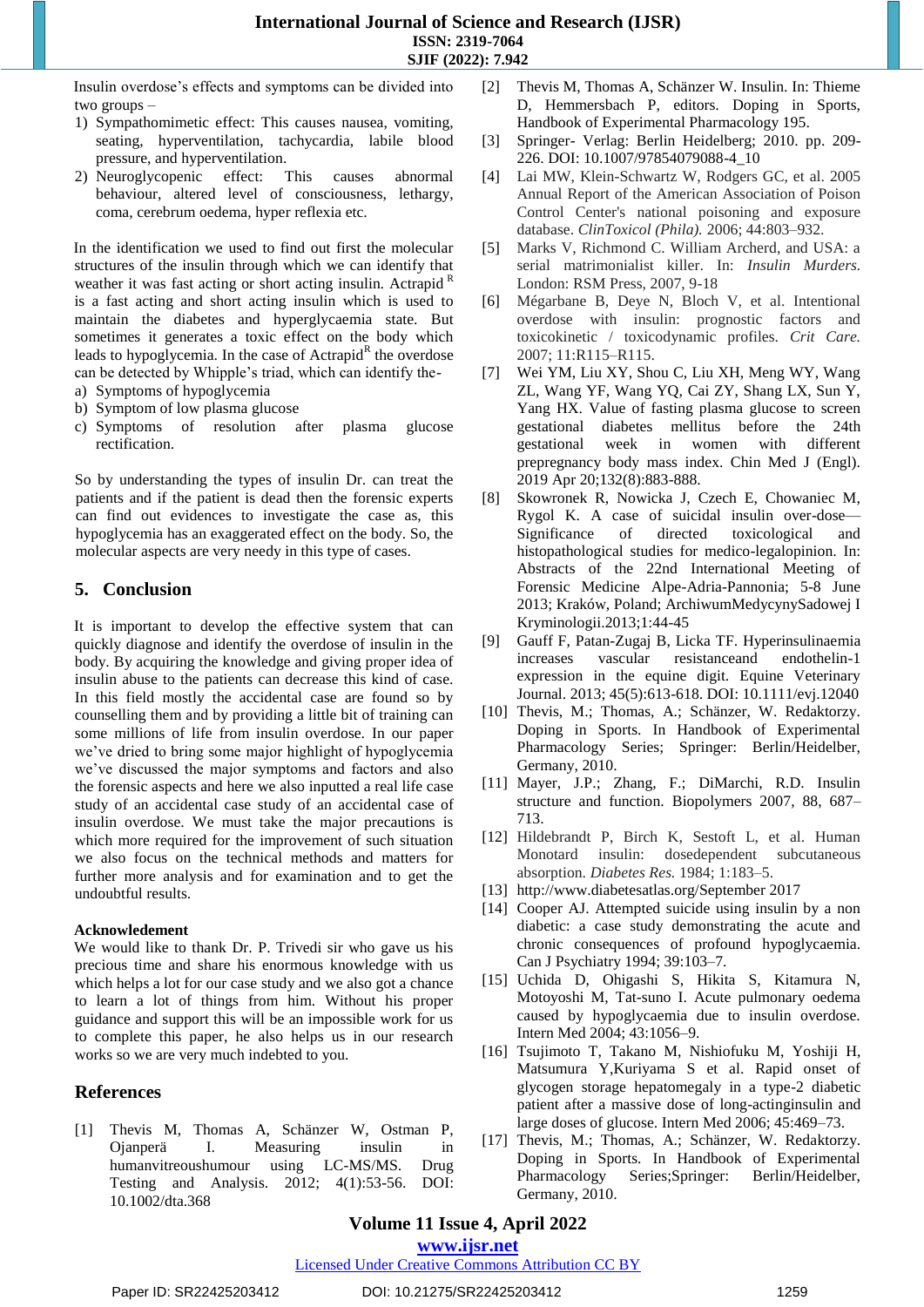Insulin overdose's effects and symptoms can be divided into two groups –

1) Sympathomimetic effect: This causes nausea, vomiting, seating, hyperventilation, tachycardia, labile blood pressure, and hyperventilation.
2) Neuroglycopenic effect: This causes abnormal behaviour, altered level of consciousness, lethargy, coma, cerebrum oedema, hyper reflexia etc.

In the identification we used to find out first the molecular structures of the insulin through which we can identify that weather it was fast acting or short acting insulin. Actrapid R is a fast acting and short acting insulin which is used to maintain the diabetes and hyperglycaemia state. But sometimes it generates a toxic effect on the body which leads to hypoglycemia. In the case of ActrapidR the overdose can be detected by Whipple's triad, which can identify the-

a) Symptoms of hypoglycemia
b) Symptom of low plasma glucose
c) Symptoms of resolution after plasma glucose rectification.

So by understanding the types of insulin Dr. can treat the patients and if the patient is dead then the forensic experts can find out evidences to investigate the case as, this hypoglycemia has an exaggerated effect on the body. So, the molecular aspects are very needy in this type of cases.

## 5. Conclusion

It is important to develop the effective system that can quickly diagnose and identify the overdose of insulin in the body. By acquiring the knowledge and giving proper idea of insulin abuse to the patients can decrease this kind of case. In this field mostly the accidental case are found so by counselling them and by providing a little bit of training can save some millions of life from insulin overdose. In our paper we've dried to bring some major highlight of hypoglycemia we've discussed the major symptoms and factors and also the forensic aspects and here we also inputted a real life case study of an accidental case study of an accidental case of insulin overdose. We must take the major precautions is which more required for the improvement of such situation we also focus on the technical methods and matters for further more analysis and for examination and to get the undoubtful results.

### Acknowledement

We would like to thank Dr. P. Trivedi sir who gave us his precious time and share his enormous knowledge with us which helps a lot for our case study and we also got a chance to learn a lot of things from him. Without his proper guidance and support this will be an impossible work for us to complete this paper, he also helps us in our research works so we are very much indebted to you.

## References

[1] Thevis M, Thomas A, Schänzer W, Ostman P, Ojanperä I. Measuring insulin in humanvitreoushumour using LC-MS/MS. Drug Testing and Analysis. 2012; 4(1):53-56. DOI: 10.1002/dta.368

[2] Thevis M, Thomas A, Schänzer W. Insulin. In: Thieme D, Hemmersbach P, editors. Doping in Sports, Handbook of Experimental Pharmacology 195.

[3] Springer- Verlag: Berlin Heidelberg; 2010. pp. 209-226. DOI: 10.1007/97854079088-4_10

[4] Lai MW, Klein-Schwartz W, Rodgers GC, et al. 2005 Annual Report of the American Association of Poison Control Center's national poisoning and exposure database. *ClinToxicol (Phila).* 2006; 44:803–932.

[5] Marks V, Richmond C. William Archerd, and USA: a serial matrimonialist killer. In: *Insulin Murders.* London: RSM Press, 2007, 9-18

[6] Mégarbane B, Deye N, Bloch V, et al. Intentional overdose with insulin: prognostic factors and toxicokinetic / toxicodynamic profiles. *Crit Care.* 2007; 11:R115–R115.

[7] Wei YM, Liu XY, Shou C, Liu XH, Meng WY, Wang ZL, Wang YF, Wang YQ, Cai ZY, Shang LX, Sun Y, Yang HX. Value of fasting plasma glucose to screen gestational diabetes mellitus before the 24th gestational week in women with different prepregnancy body mass index. Chin Med J (Engl). 2019 Apr 20;132(8):883-888.

[8] Skowronek R, Nowicka J, Czech E, Chowaniec M, Rygol K. A case of suicidal insulin over-dose—Significance of directed toxicological and histopathological studies for medico-legalopinion. In: Abstracts of the 22nd International Meeting of Forensic Medicine Alpe-Adria-Pannonia; 5-8 June 2013; Kraków, Poland; ArchiwumMedycynySadowej I Kryminologii.2013;1:44-45

[9] Gauff F, Patan-Zugaj B, Licka TF. Hyperinsulinaemia increases vascular resistanceand endothelin-1 expression in the equine digit. Equine Veterinary Journal. 2013; 45(5):613-618. DOI: 10.1111/evj.12040

[10] Thevis, M.; Thomas, A.; Schänzer, W. Redaktorzy. Doping in Sports. In Handbook of Experimental Pharmacology Series; Springer: Berlin/Heidelber, Germany, 2010.

[11] Mayer, J.P.; Zhang, F.; DiMarchi, R.D. Insulin structure and function. Biopolymers 2007, 88, 687–713.

[12] Hildebrandt P, Birch K, Sestoft L, et al. Human Monotard insulin: dosedependent subcutaneous absorption. *Diabetes Res.* 1984; 1:183–5.

[13] http://www.diabetesatlas.org/September 2017

[14] Cooper AJ. Attempted suicide using insulin by a non diabetic: a case study demonstrating the acute and chronic consequences of profound hypoglycaemia. Can J Psychiatry 1994; 39:103–7.

[15] Uchida D, Ohigashi S, Hikita S, Kitamura N, Motoyoshi M, Tat-suno I. Acute pulmonary oedema caused by hypoglycaemia due to insulin overdose. Intern Med 2004; 43:1056–9.

[16] Tsujimoto T, Takano M, Nishiofuku M, Yoshiji H, Matsumura Y,Kuriyama S et al. Rapid onset of glycogen storage hepatomegaly in a type-2 diabetic patient after a massive dose of long-actinginsulin and large doses of glucose. Intern Med 2006; 45:469–73.

[17] Thevis, M.; Thomas, A.; Schänzer, W. Redaktorzy. Doping in Sports. In Handbook of Experimental Pharmacology Series;Springer: Berlin/Heidelber, Germany, 2010.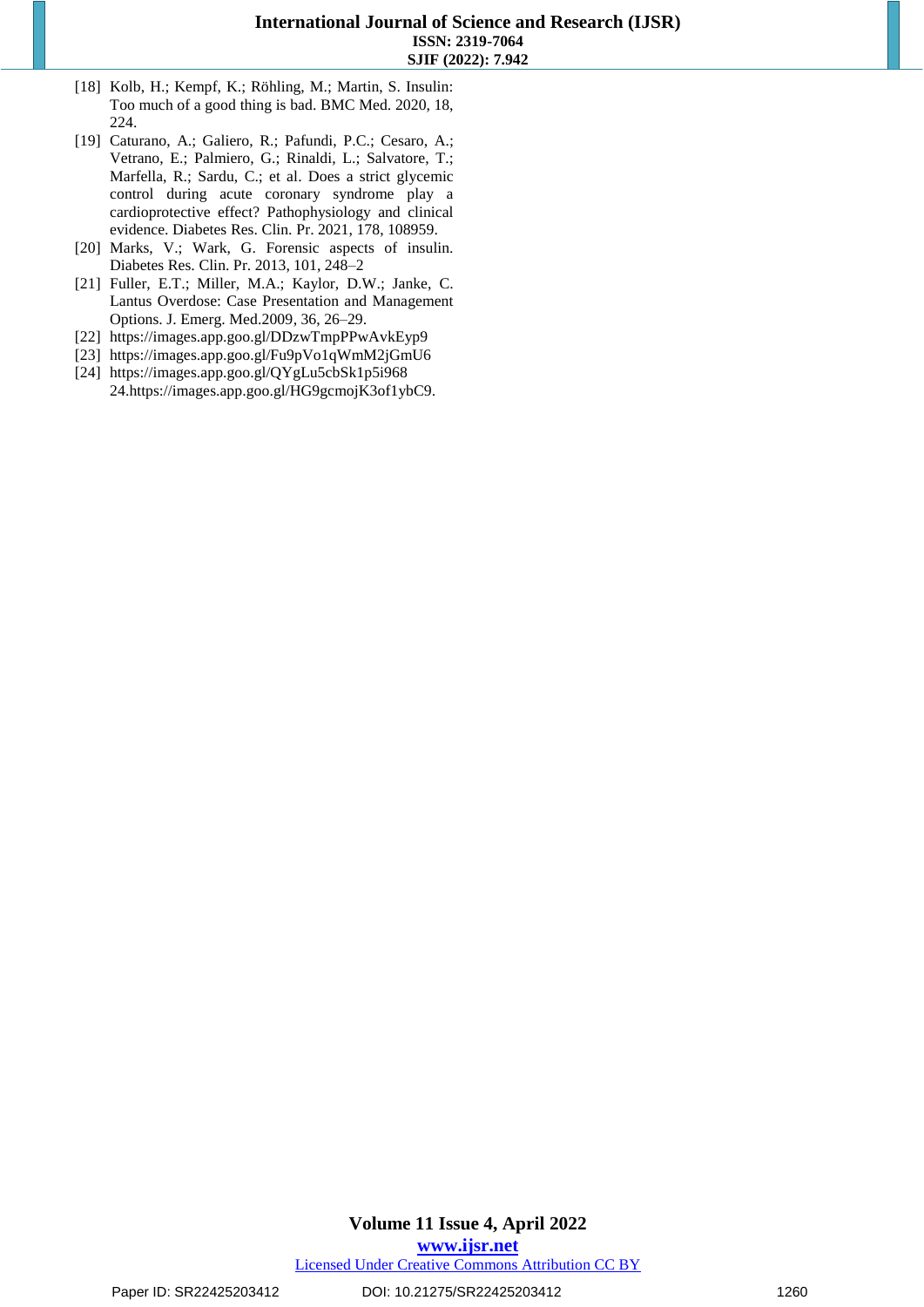[18] Kolb, H.; Kempf, K.; Röhling, M.; Martin, S. Insulin: Too much of a good thing is bad. BMC Med. 2020, 18, 224.

[19] Caturano, A.; Galiero, R.; Pafundi, P.C.; Cesaro, A.; Vetrano, E.; Palmiero, G.; Rinaldi, L.; Salvatore, T.; Marfella, R.; Sardu, C.; et al. Does a strict glycemic control during acute coronary syndrome play a cardioprotective effect? Pathophysiology and clinical evidence. Diabetes Res. Clin. Pr. 2021, 178, 108959.

[20] Marks, V.; Wark, G. Forensic aspects of insulin. Diabetes Res. Clin. Pr. 2013, 101, 248–2

[21] Fuller, E.T.; Miller, M.A.; Kaylor, D.W.; Janke, C. Lantus Overdose: Case Presentation and Management Options. J. Emerg. Med.2009, 36, 26–29.

[22] https://images.app.goo.gl/DDzwTmpPPwAvkEyp9

[23] https://images.app.goo.gl/Fu9pVo1qWmM2jGmU6

[24] https://images.app.goo.gl/QYgLu5cbSk1p5i968
24.https://images.app.goo.gl/HG9gcmojK3of1ybC9.